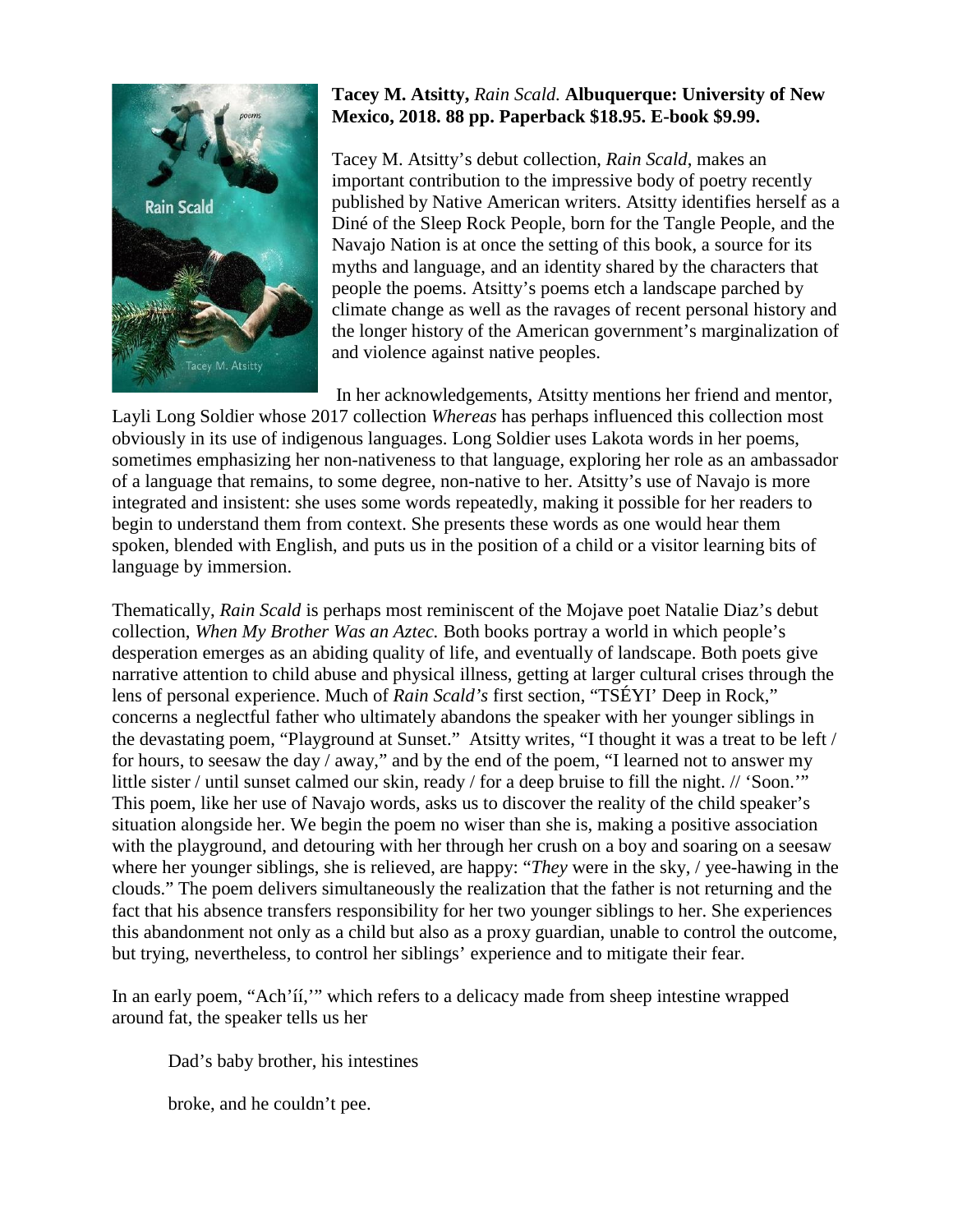**Tacey M. Atsitty,** *Rain Scald.* **Albuquerque: University of New Mexico, 2018. 88 pp. Paperback $18.95. E-book $9.99.**

Tacey M. Atsitty's debut collection, *Rain Scald*, makes an important contribution to the impressive body of poetry recently published by Native American writers. Atsitty identifies herself as a Diné of the Sleep Rock People, born for the Tangle People, and the Navajo Nation is at once the setting of this book, a source for its myths and language, and an identity shared by the characters that people the poems. Atsitty's poems etch a landscape parched by climate change as well as the ravages of recent personal history and the longer history of the American government's marginalization of and violence against native peoples.

In her acknowledgements, Atsitty mentions her friend and mentor, Layli Long Soldier whose 2017 collection *Whereas* has perhaps influenced this collection most obviously in its use of indigenous languages. Long Soldier uses Lakota words in her poems, sometimes emphasizing her non-nativeness to that language, exploring her role as an ambassador of a language that remains, to some degree, non-native to her. Atsitty's use of Navajo is more integrated and insistent: she uses some words repeatedly, making it possible for her readers to begin to understand them from context. She presents these words as one would hear them spoken, blended with English, and puts us in the position of a child or a visitor learning bits of language by immersion.

Thematically, *Rain Scald* is perhaps most reminiscent of the Mojave poet Natalie Diaz's debut collection, *When My Brother Was an Aztec.* Both books portray a world in which people's desperation emerges as an abiding quality of life, and eventually of landscape. Both poets give narrative attention to child abuse and physical illness, getting at larger cultural crises through the lens of personal experience. Much of *Rain Scald's* first section, "TSÉYI' Deep in Rock," concerns a neglectful father who ultimately abandons the speaker with her younger siblings in the devastating poem, "Playground at Sunset." Atsitty writes, "I thought it was a treat to be left / for hours, to seesaw the day / away," and by the end of the poem, "I learned not to answer my little sister / until sunset calmed our skin, ready / for a deep bruise to fill the night. // 'Soon.'" This poem, like her use of Navajo words, asks us to discover the reality of the child speaker's situation alongside her. We begin the poem no wiser than she is, making a positive association with the playground, and detouring with her through her crush on a boy and soaring on a seesaw where her younger siblings, she is relieved, are happy: "*They* were in the sky, / yee-hawing in the clouds." The poem delivers simultaneously the realization that the father is not returning and the fact that his absence transfers responsibility for her two younger siblings to her. She experiences this abandonment not only as a child but also as a proxy guardian, unable to control the outcome, but trying, nevertheless, to control her siblings' experience and to mitigate their fear.

In an early poem, "Ach'íí,'" which refers to a delicacy made from sheep intestine wrapped around fat, the speaker tells us her

> Dad's baby brother, his intestines
>
> broke, and he couldn't pee.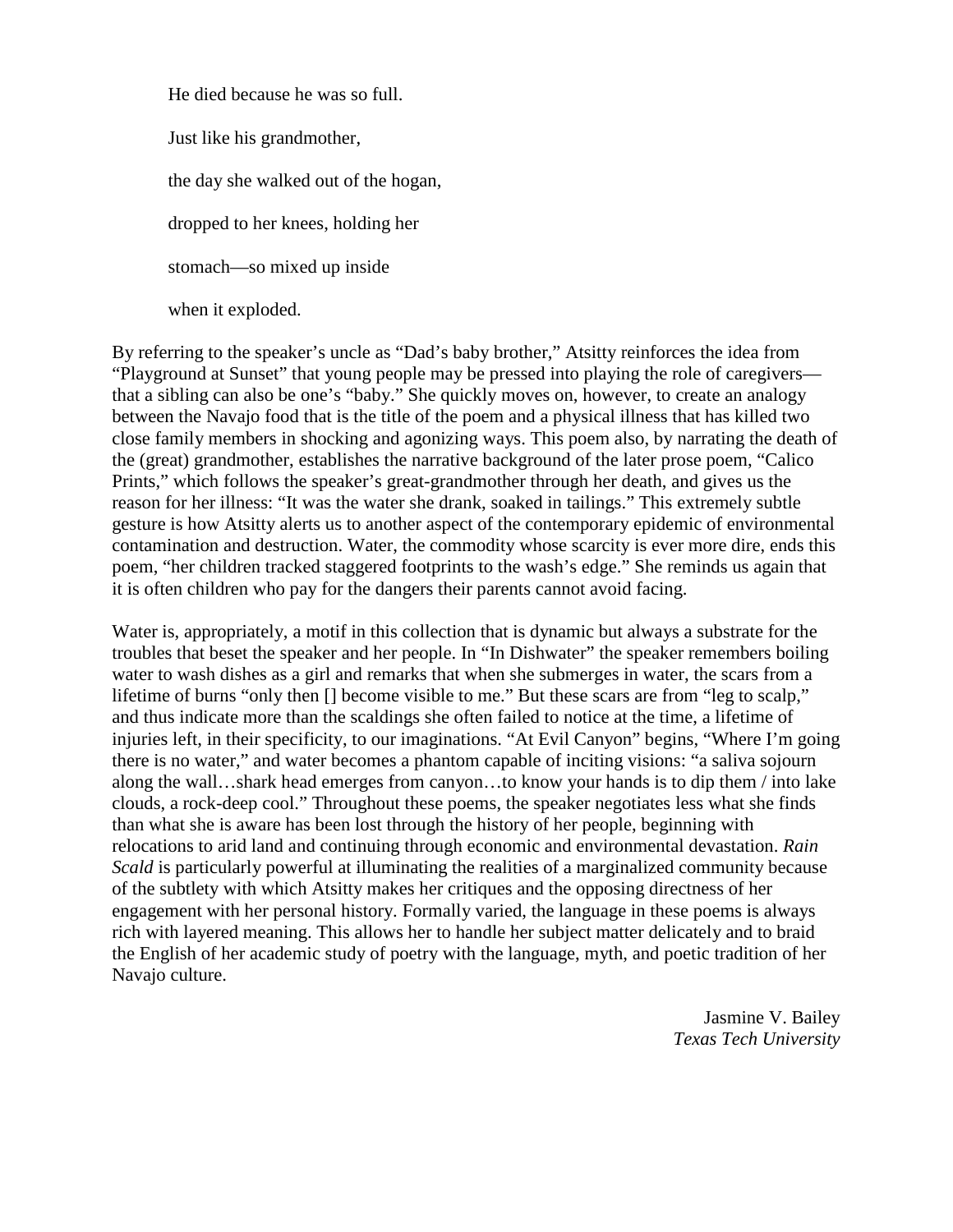> He died because he was so full.
>
> Just like his grandmother,
>
> the day she walked out of the hogan,
>
> dropped to her knees, holding her
>
> stomach—so mixed up inside
>
> when it exploded.

By referring to the speaker's uncle as "Dad's baby brother," Atsitty reinforces the idea from "Playground at Sunset" that young people may be pressed into playing the role of caregivers—that a sibling can also be one's "baby." She quickly moves on, however, to create an analogy between the Navajo food that is the title of the poem and a physical illness that has killed two close family members in shocking and agonizing ways. This poem also, by narrating the death of the (great) grandmother, establishes the narrative background of the later prose poem, "Calico Prints," which follows the speaker's great-grandmother through her death, and gives us the reason for her illness: "It was the water she drank, soaked in tailings." This extremely subtle gesture is how Atsitty alerts us to another aspect of the contemporary epidemic of environmental contamination and destruction. Water, the commodity whose scarcity is ever more dire, ends this poem, "her children tracked staggered footprints to the wash's edge." She reminds us again that it is often children who pay for the dangers their parents cannot avoid facing.

Water is, appropriately, a motif in this collection that is dynamic but always a substrate for the troubles that beset the speaker and her people. In "In Dishwater" the speaker remembers boiling water to wash dishes as a girl and remarks that when she submerges in water, the scars from a lifetime of burns "only then [] become visible to me." But these scars are from "leg to scalp," and thus indicate more than the scaldings she often failed to notice at the time, a lifetime of injuries left, in their specificity, to our imaginations. "At Evil Canyon" begins, "Where I'm going there is no water," and water becomes a phantom capable of inciting visions: "a saliva sojourn along the wall…shark head emerges from canyon…to know your hands is to dip them / into lake clouds, a rock-deep cool." Throughout these poems, the speaker negotiates less what she finds than what she is aware has been lost through the history of her people, beginning with relocations to arid land and continuing through economic and environmental devastation. *Rain Scald* is particularly powerful at illuminating the realities of a marginalized community because of the subtlety with which Atsitty makes her critiques and the opposing directness of her engagement with her personal history. Formally varied, the language in these poems is always rich with layered meaning. This allows her to handle her subject matter delicately and to braid the English of her academic study of poetry with the language, myth, and poetic tradition of her Navajo culture.

Jasmine V. Bailey
*Texas Tech University*